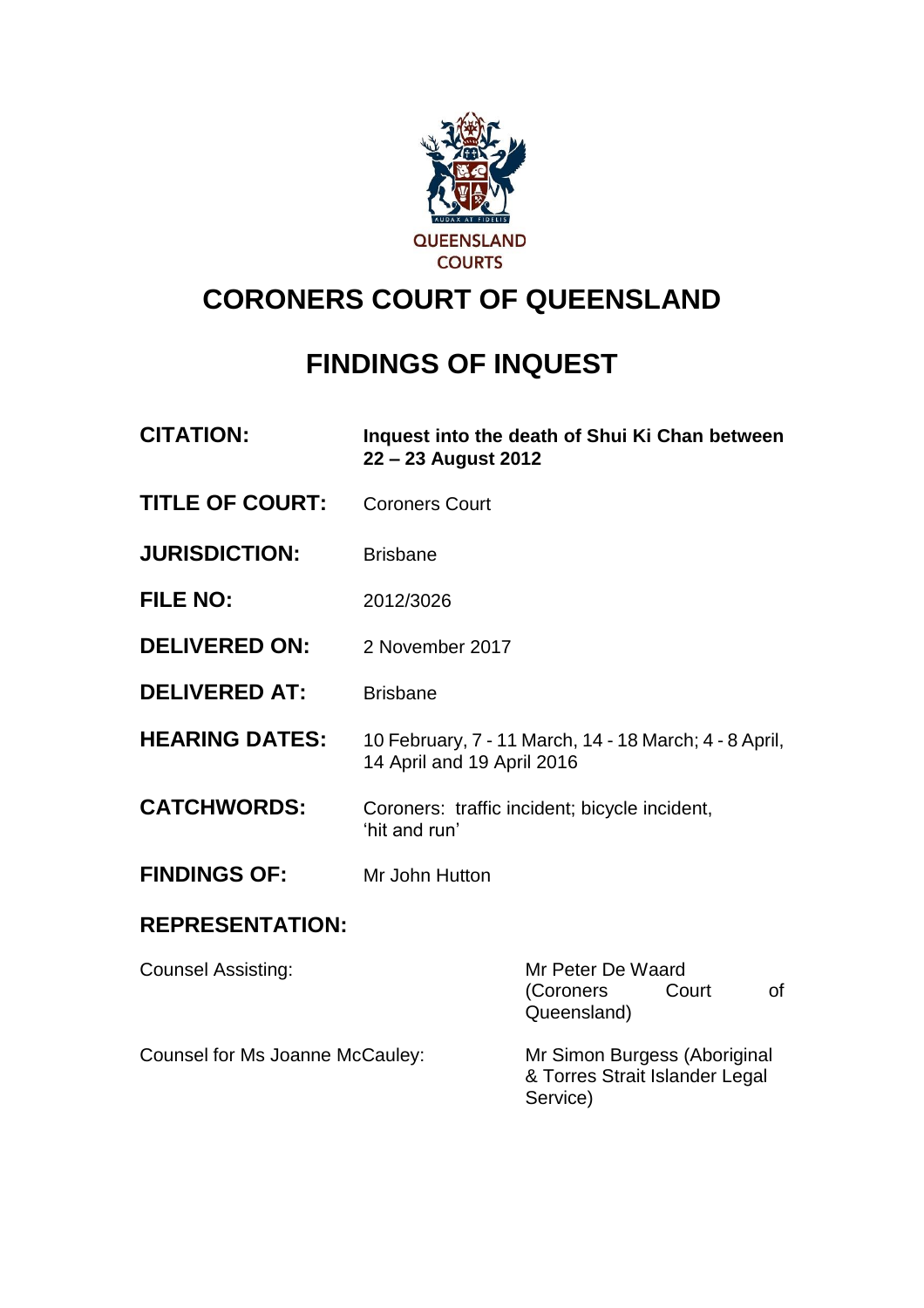QUEENSLAND COURTS

# CORONERS COURT OF QUEENSLAND

## FINDINGS OF INQUEST

| | |
|---|---|
| **CITATION:** | **Inquest into the death of Shui Ki Chan between 22 – 23 August 2012** |
| **TITLE OF COURT:** | Coroners Court |
| **JURISDICTION:** | Brisbane |
| **FILE NO:** | 2012/3026 |
| **DELIVERED ON:** | 2 November 2017 |
| **DELIVERED AT:** | Brisbane |
| **HEARING DATES:** | 10 February, 7 - 11 March, 14 - 18 March; 4 - 8 April, 14 April and 19 April 2016 |
| **CATCHWORDS:** | Coroners: traffic incident; bicycle incident, 'hit and run' |
| **FINDINGS OF:** | Mr John Hutton |

**REPRESENTATION:**

| | |
|---|---|
| Counsel Assisting: | Mr Peter De Waard (Coroners Court of Queensland) |
| Counsel for Ms Joanne McCauley: | Mr Simon Burgess (Aboriginal & Torres Strait Islander Legal Service) |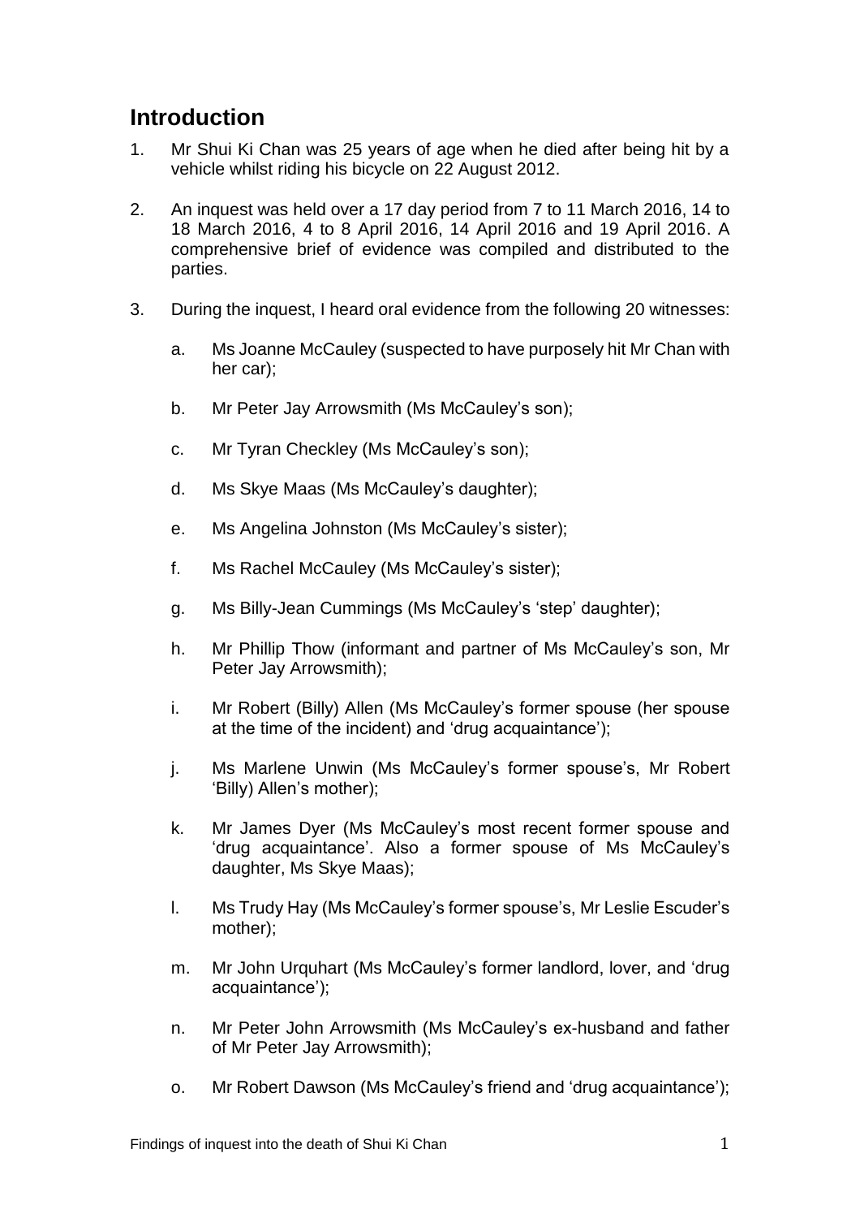## Introduction

1. Mr Shui Ki Chan was 25 years of age when he died after being hit by a vehicle whilst riding his bicycle on 22 August 2012.

2. An inquest was held over a 17 day period from 7 to 11 March 2016, 14 to 18 March 2016, 4 to 8 April 2016, 14 April 2016 and 19 April 2016. A comprehensive brief of evidence was compiled and distributed to the parties.

3. During the inquest, I heard oral evidence from the following 20 witnesses:

    a. Ms Joanne McCauley (suspected to have purposely hit Mr Chan with her car);

    b. Mr Peter Jay Arrowsmith (Ms McCauley's son);

    c. Mr Tyran Checkley (Ms McCauley's son);

    d. Ms Skye Maas (Ms McCauley's daughter);

    e. Ms Angelina Johnston (Ms McCauley's sister);

    f. Ms Rachel McCauley (Ms McCauley's sister);

    g. Ms Billy-Jean Cummings (Ms McCauley's 'step' daughter);

    h. Mr Phillip Thow (informant and partner of Ms McCauley's son, Mr Peter Jay Arrowsmith);

    i. Mr Robert (Billy) Allen (Ms McCauley's former spouse (her spouse at the time of the incident) and 'drug acquaintance');

    j. Ms Marlene Unwin (Ms McCauley's former spouse's, Mr Robert 'Billy) Allen's mother);

    k. Mr James Dyer (Ms McCauley's most recent former spouse and 'drug acquaintance'. Also a former spouse of Ms McCauley's daughter, Ms Skye Maas);

    l. Ms Trudy Hay (Ms McCauley's former spouse's, Mr Leslie Escuder's mother);

    m. Mr John Urquhart (Ms McCauley's former landlord, lover, and 'drug acquaintance');

    n. Mr Peter John Arrowsmith (Ms McCauley's ex-husband and father of Mr Peter Jay Arrowsmith);

    o. Mr Robert Dawson (Ms McCauley's friend and 'drug acquaintance');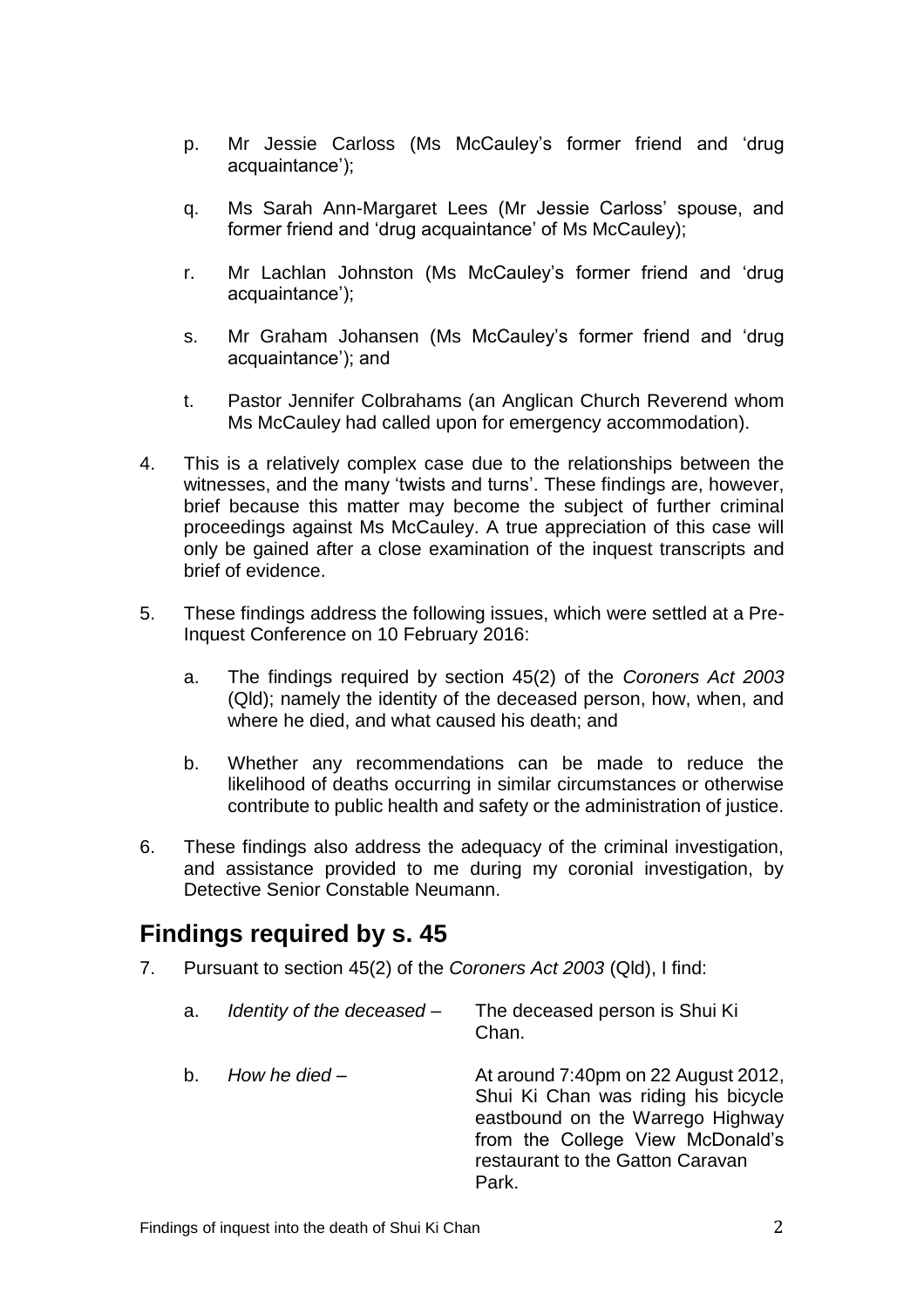p. Mr Jessie Carloss (Ms McCauley's former friend and 'drug acquaintance');

q. Ms Sarah Ann-Margaret Lees (Mr Jessie Carloss' spouse, and former friend and 'drug acquaintance' of Ms McCauley);

r. Mr Lachlan Johnston (Ms McCauley's former friend and 'drug acquaintance');

s. Mr Graham Johansen (Ms McCauley's former friend and 'drug acquaintance'); and

t. Pastor Jennifer Colbrahams (an Anglican Church Reverend whom Ms McCauley had called upon for emergency accommodation).

4. This is a relatively complex case due to the relationships between the witnesses, and the many 'twists and turns'. These findings are, however, brief because this matter may become the subject of further criminal proceedings against Ms McCauley. A true appreciation of this case will only be gained after a close examination of the inquest transcripts and brief of evidence.

5. These findings address the following issues, which were settled at a Pre-Inquest Conference on 10 February 2016:

   a. The findings required by section 45(2) of the *Coroners Act 2003* (Qld); namely the identity of the deceased person, how, when, and where he died, and what caused his death; and

   b. Whether any recommendations can be made to reduce the likelihood of deaths occurring in similar circumstances or otherwise contribute to public health and safety or the administration of justice.

6. These findings also address the adequacy of the criminal investigation, and assistance provided to me during my coronial investigation, by Detective Senior Constable Neumann.

## Findings required by s. 45

7. Pursuant to section 45(2) of the *Coroners Act 2003* (Qld), I find:

   a. *Identity of the deceased* – The deceased person is Shui Ki Chan.

   b. *How he died* – At around 7:40pm on 22 August 2012, Shui Ki Chan was riding his bicycle eastbound on the Warrego Highway from the College View McDonald's restaurant to the Gatton Caravan Park.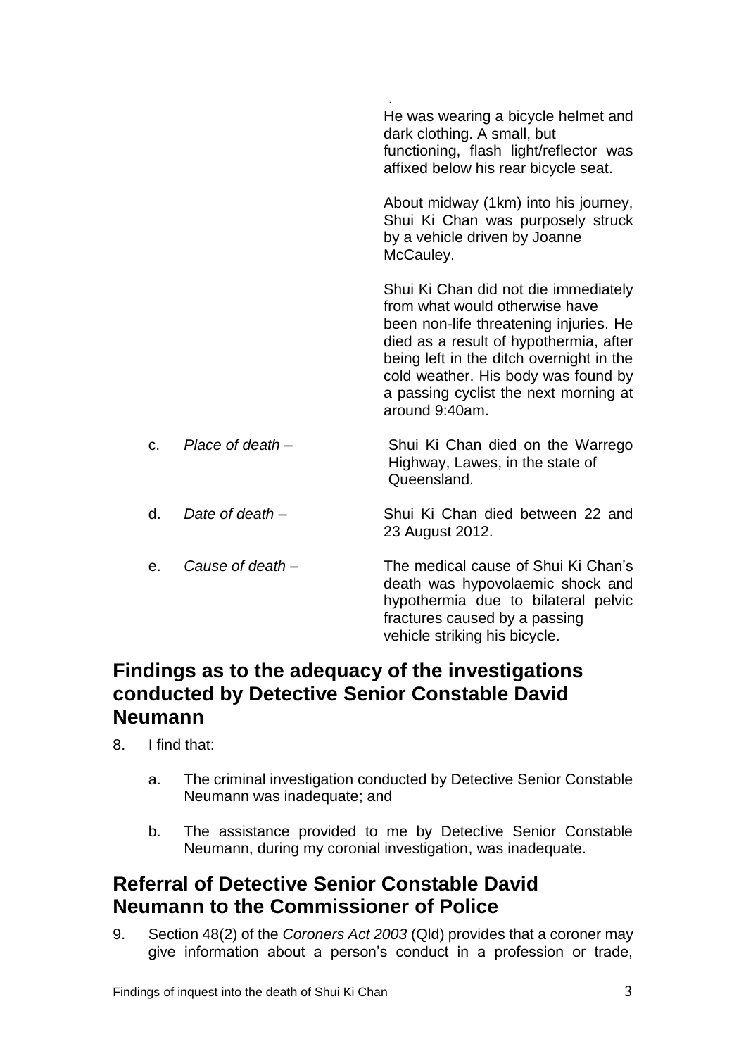.

He was wearing a bicycle helmet and dark clothing. A small, but functioning, flash light/reflector was affixed below his rear bicycle seat.

About midway (1km) into his journey, Shui Ki Chan was purposely struck by a vehicle driven by Joanne McCauley.

Shui Ki Chan did not die immediately from what would otherwise have been non-life threatening injuries. He died as a result of hypothermia, after being left in the ditch overnight in the cold weather. His body was found by a passing cyclist the next morning at around 9:40am.

c. *Place of death* – Shui Ki Chan died on the Warrego Highway, Lawes, in the state of Queensland.

d. *Date of death* – Shui Ki Chan died between 22 and 23 August 2012.

e. *Cause of death* – The medical cause of Shui Ki Chan's death was hypovolaemic shock and hypothermia due to bilateral pelvic fractures caused by a passing vehicle striking his bicycle.

## Findings as to the adequacy of the investigations conducted by Detective Senior Constable David Neumann

8. I find that:

    a. The criminal investigation conducted by Detective Senior Constable Neumann was inadequate; and

    b. The assistance provided to me by Detective Senior Constable Neumann, during my coronial investigation, was inadequate.

## Referral of Detective Senior Constable David Neumann to the Commissioner of Police

9. Section 48(2) of the *Coroners Act 2003* (Qld) provides that a coroner may give information about a person's conduct in a profession or trade,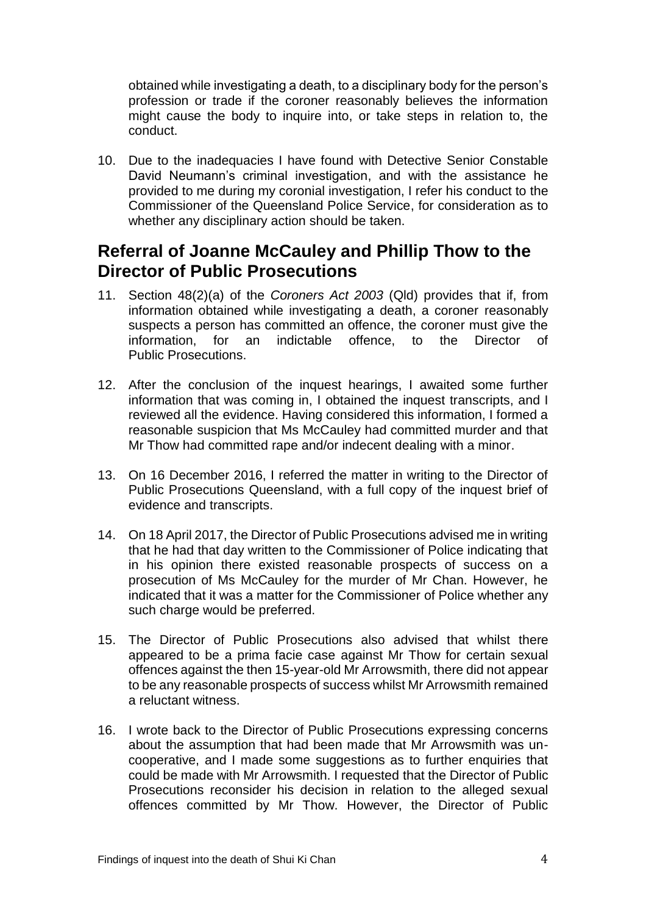obtained while investigating a death, to a disciplinary body for the person's profession or trade if the coroner reasonably believes the information might cause the body to inquire into, or take steps in relation to, the conduct.

10. Due to the inadequacies I have found with Detective Senior Constable David Neumann's criminal investigation, and with the assistance he provided to me during my coronial investigation, I refer his conduct to the Commissioner of the Queensland Police Service, for consideration as to whether any disciplinary action should be taken.

## Referral of Joanne McCauley and Phillip Thow to the Director of Public Prosecutions

11. Section 48(2)(a) of the *Coroners Act 2003* (Qld) provides that if, from information obtained while investigating a death, a coroner reasonably suspects a person has committed an offence, the coroner must give the information, for an indictable offence, to the Director of Public Prosecutions.

12. After the conclusion of the inquest hearings, I awaited some further information that was coming in, I obtained the inquest transcripts, and I reviewed all the evidence. Having considered this information, I formed a reasonable suspicion that Ms McCauley had committed murder and that Mr Thow had committed rape and/or indecent dealing with a minor.

13. On 16 December 2016, I referred the matter in writing to the Director of Public Prosecutions Queensland, with a full copy of the inquest brief of evidence and transcripts.

14. On 18 April 2017, the Director of Public Prosecutions advised me in writing that he had that day written to the Commissioner of Police indicating that in his opinion there existed reasonable prospects of success on a prosecution of Ms McCauley for the murder of Mr Chan. However, he indicated that it was a matter for the Commissioner of Police whether any such charge would be preferred.

15. The Director of Public Prosecutions also advised that whilst there appeared to be a prima facie case against Mr Thow for certain sexual offences against the then 15-year-old Mr Arrowsmith, there did not appear to be any reasonable prospects of success whilst Mr Arrowsmith remained a reluctant witness.

16. I wrote back to the Director of Public Prosecutions expressing concerns about the assumption that had been made that Mr Arrowsmith was un-cooperative, and I made some suggestions as to further enquiries that could be made with Mr Arrowsmith. I requested that the Director of Public Prosecutions reconsider his decision in relation to the alleged sexual offences committed by Mr Thow. However, the Director of Public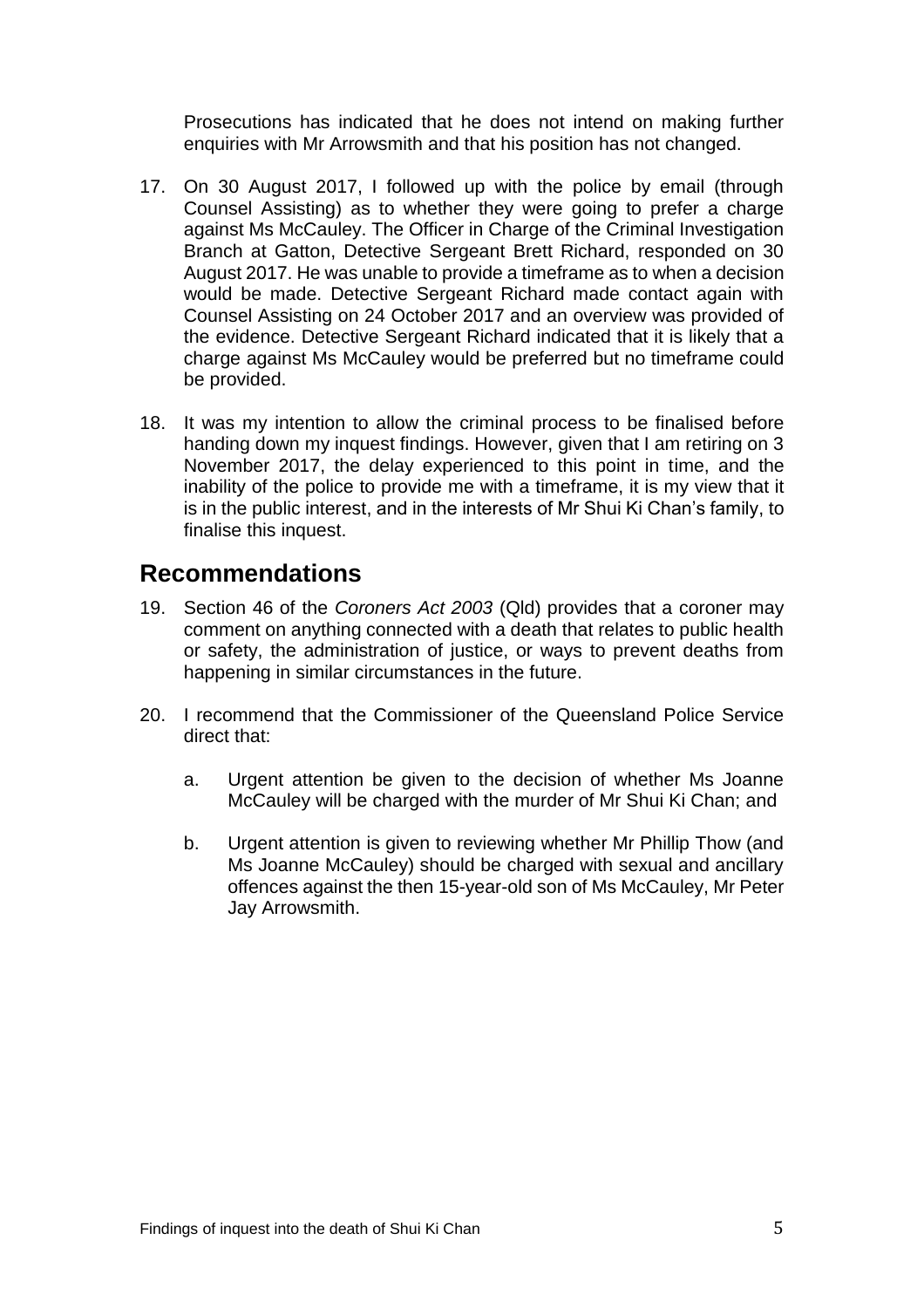Prosecutions has indicated that he does not intend on making further enquiries with Mr Arrowsmith and that his position has not changed.

17. On 30 August 2017, I followed up with the police by email (through Counsel Assisting) as to whether they were going to prefer a charge against Ms McCauley. The Officer in Charge of the Criminal Investigation Branch at Gatton, Detective Sergeant Brett Richard, responded on 30 August 2017. He was unable to provide a timeframe as to when a decision would be made. Detective Sergeant Richard made contact again with Counsel Assisting on 24 October 2017 and an overview was provided of the evidence. Detective Sergeant Richard indicated that it is likely that a charge against Ms McCauley would be preferred but no timeframe could be provided.

18. It was my intention to allow the criminal process to be finalised before handing down my inquest findings. However, given that I am retiring on 3 November 2017, the delay experienced to this point in time, and the inability of the police to provide me with a timeframe, it is my view that it is in the public interest, and in the interests of Mr Shui Ki Chan's family, to finalise this inquest.

## Recommendations

19. Section 46 of the *Coroners Act 2003* (Qld) provides that a coroner may comment on anything connected with a death that relates to public health or safety, the administration of justice, or ways to prevent deaths from happening in similar circumstances in the future.

20. I recommend that the Commissioner of the Queensland Police Service direct that:

    a. Urgent attention be given to the decision of whether Ms Joanne McCauley will be charged with the murder of Mr Shui Ki Chan; and

    b. Urgent attention is given to reviewing whether Mr Phillip Thow (and Ms Joanne McCauley) should be charged with sexual and ancillary offences against the then 15-year-old son of Ms McCauley, Mr Peter Jay Arrowsmith.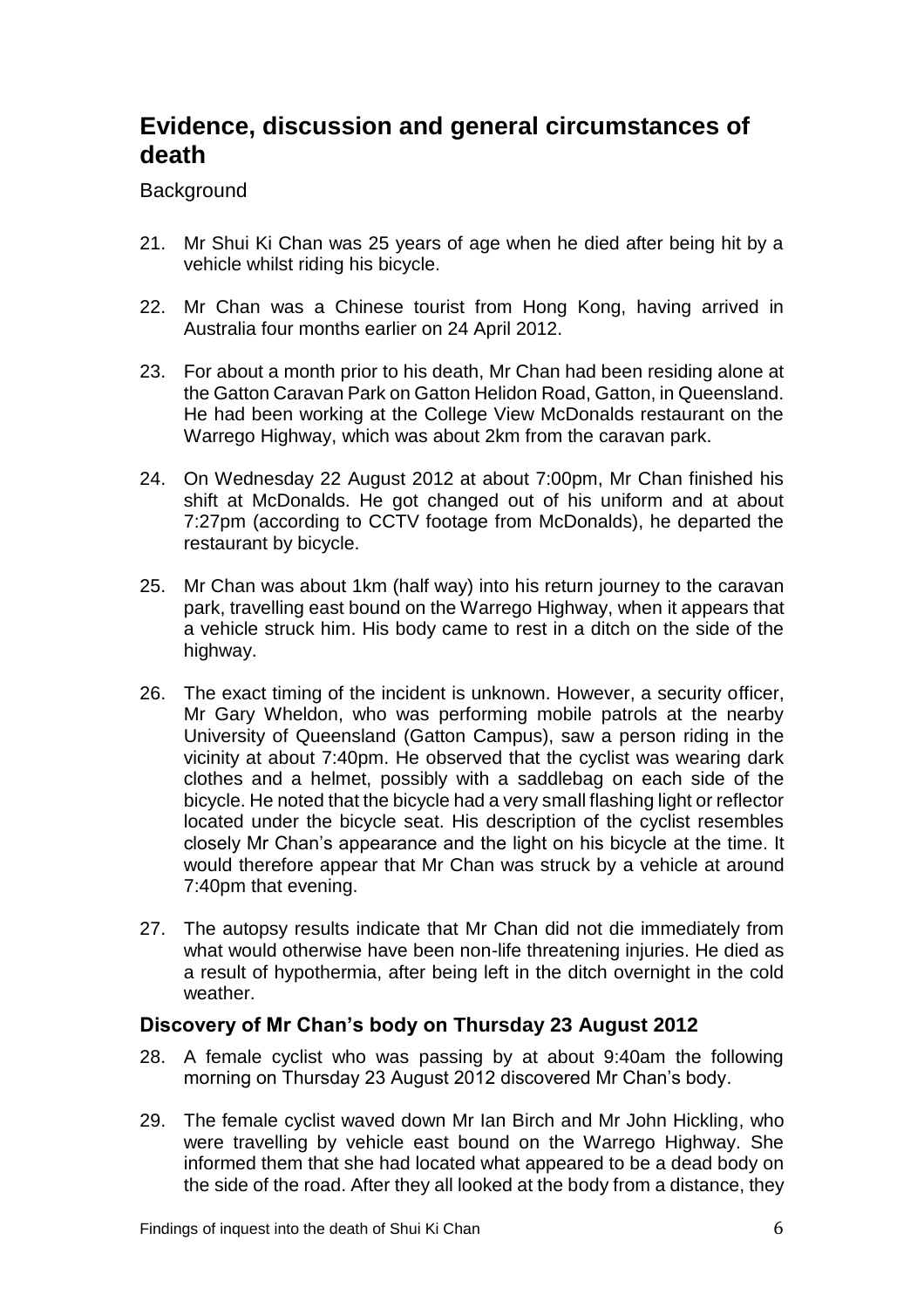# Evidence, discussion and general circumstances of death

Background

21. Mr Shui Ki Chan was 25 years of age when he died after being hit by a vehicle whilst riding his bicycle.

22. Mr Chan was a Chinese tourist from Hong Kong, having arrived in Australia four months earlier on 24 April 2012.

23. For about a month prior to his death, Mr Chan had been residing alone at the Gatton Caravan Park on Gatton Helidon Road, Gatton, in Queensland. He had been working at the College View McDonalds restaurant on the Warrego Highway, which was about 2km from the caravan park.

24. On Wednesday 22 August 2012 at about 7:00pm, Mr Chan finished his shift at McDonalds. He got changed out of his uniform and at about 7:27pm (according to CCTV footage from McDonalds), he departed the restaurant by bicycle.

25. Mr Chan was about 1km (half way) into his return journey to the caravan park, travelling east bound on the Warrego Highway, when it appears that a vehicle struck him. His body came to rest in a ditch on the side of the highway.

26. The exact timing of the incident is unknown. However, a security officer, Mr Gary Wheldon, who was performing mobile patrols at the nearby University of Queensland (Gatton Campus), saw a person riding in the vicinity at about 7:40pm. He observed that the cyclist was wearing dark clothes and a helmet, possibly with a saddlebag on each side of the bicycle. He noted that the bicycle had a very small flashing light or reflector located under the bicycle seat. His description of the cyclist resembles closely Mr Chan's appearance and the light on his bicycle at the time. It would therefore appear that Mr Chan was struck by a vehicle at around 7:40pm that evening.

27. The autopsy results indicate that Mr Chan did not die immediately from what would otherwise have been non-life threatening injuries. He died as a result of hypothermia, after being left in the ditch overnight in the cold weather.

## Discovery of Mr Chan's body on Thursday 23 August 2012

28. A female cyclist who was passing by at about 9:40am the following morning on Thursday 23 August 2012 discovered Mr Chan's body.

29. The female cyclist waved down Mr Ian Birch and Mr John Hickling, who were travelling by vehicle east bound on the Warrego Highway. She informed them that she had located what appeared to be a dead body on the side of the road. After they all looked at the body from a distance, they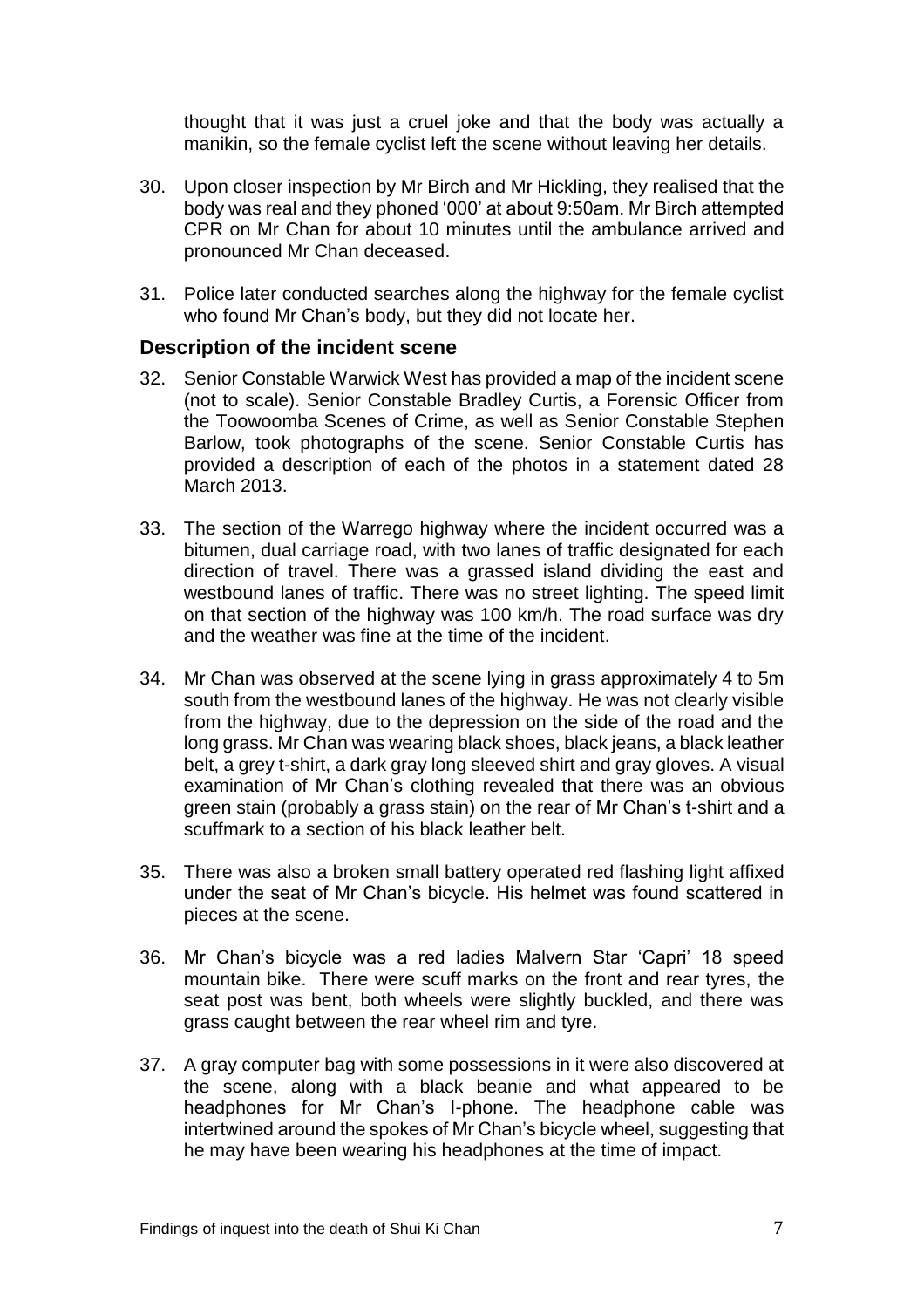thought that it was just a cruel joke and that the body was actually a manikin, so the female cyclist left the scene without leaving her details.

30. Upon closer inspection by Mr Birch and Mr Hickling, they realised that the body was real and they phoned '000' at about 9:50am. Mr Birch attempted CPR on Mr Chan for about 10 minutes until the ambulance arrived and pronounced Mr Chan deceased.

31. Police later conducted searches along the highway for the female cyclist who found Mr Chan's body, but they did not locate her.

### Description of the incident scene

32. Senior Constable Warwick West has provided a map of the incident scene (not to scale). Senior Constable Bradley Curtis, a Forensic Officer from the Toowoomba Scenes of Crime, as well as Senior Constable Stephen Barlow, took photographs of the scene. Senior Constable Curtis has provided a description of each of the photos in a statement dated 28 March 2013.

33. The section of the Warrego highway where the incident occurred was a bitumen, dual carriage road, with two lanes of traffic designated for each direction of travel. There was a grassed island dividing the east and westbound lanes of traffic. There was no street lighting. The speed limit on that section of the highway was 100 km/h. The road surface was dry and the weather was fine at the time of the incident.

34. Mr Chan was observed at the scene lying in grass approximately 4 to 5m south from the westbound lanes of the highway. He was not clearly visible from the highway, due to the depression on the side of the road and the long grass. Mr Chan was wearing black shoes, black jeans, a black leather belt, a grey t-shirt, a dark gray long sleeved shirt and gray gloves. A visual examination of Mr Chan's clothing revealed that there was an obvious green stain (probably a grass stain) on the rear of Mr Chan's t-shirt and a scuffmark to a section of his black leather belt.

35. There was also a broken small battery operated red flashing light affixed under the seat of Mr Chan's bicycle. His helmet was found scattered in pieces at the scene.

36. Mr Chan's bicycle was a red ladies Malvern Star 'Capri' 18 speed mountain bike. There were scuff marks on the front and rear tyres, the seat post was bent, both wheels were slightly buckled, and there was grass caught between the rear wheel rim and tyre.

37. A gray computer bag with some possessions in it were also discovered at the scene, along with a black beanie and what appeared to be headphones for Mr Chan's I-phone. The headphone cable was intertwined around the spokes of Mr Chan's bicycle wheel, suggesting that he may have been wearing his headphones at the time of impact.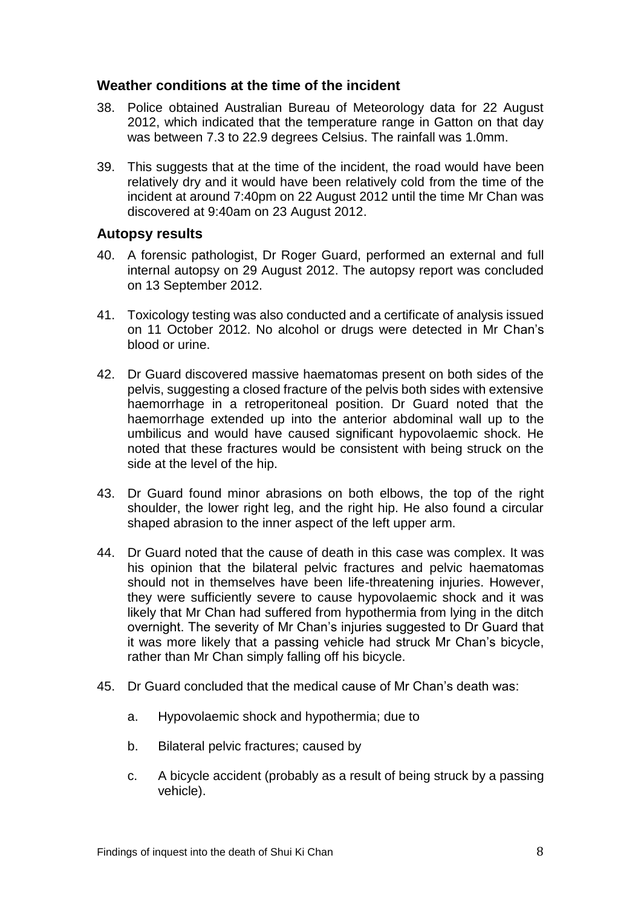## Weather conditions at the time of the incident

38. Police obtained Australian Bureau of Meteorology data for 22 August 2012, which indicated that the temperature range in Gatton on that day was between 7.3 to 22.9 degrees Celsius. The rainfall was 1.0mm.

39. This suggests that at the time of the incident, the road would have been relatively dry and it would have been relatively cold from the time of the incident at around 7:40pm on 22 August 2012 until the time Mr Chan was discovered at 9:40am on 23 August 2012.

## Autopsy results

40. A forensic pathologist, Dr Roger Guard, performed an external and full internal autopsy on 29 August 2012. The autopsy report was concluded on 13 September 2012.

41. Toxicology testing was also conducted and a certificate of analysis issued on 11 October 2012. No alcohol or drugs were detected in Mr Chan's blood or urine.

42. Dr Guard discovered massive haematomas present on both sides of the pelvis, suggesting a closed fracture of the pelvis both sides with extensive haemorrhage in a retroperitoneal position. Dr Guard noted that the haemorrhage extended up into the anterior abdominal wall up to the umbilicus and would have caused significant hypovolaemic shock. He noted that these fractures would be consistent with being struck on the side at the level of the hip.

43. Dr Guard found minor abrasions on both elbows, the top of the right shoulder, the lower right leg, and the right hip. He also found a circular shaped abrasion to the inner aspect of the left upper arm.

44. Dr Guard noted that the cause of death in this case was complex. It was his opinion that the bilateral pelvic fractures and pelvic haematomas should not in themselves have been life-threatening injuries. However, they were sufficiently severe to cause hypovolaemic shock and it was likely that Mr Chan had suffered from hypothermia from lying in the ditch overnight. The severity of Mr Chan's injuries suggested to Dr Guard that it was more likely that a passing vehicle had struck Mr Chan's bicycle, rather than Mr Chan simply falling off his bicycle.

45. Dr Guard concluded that the medical cause of Mr Chan's death was:

    a. Hypovolaemic shock and hypothermia; due to

    b. Bilateral pelvic fractures; caused by

    c. A bicycle accident (probably as a result of being struck by a passing vehicle).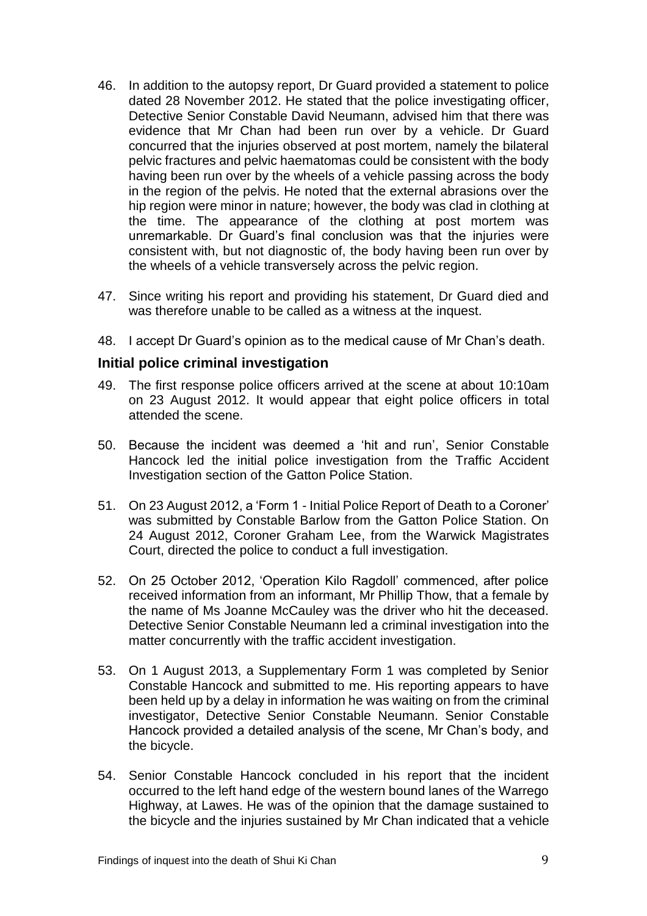46. In addition to the autopsy report, Dr Guard provided a statement to police dated 28 November 2012. He stated that the police investigating officer, Detective Senior Constable David Neumann, advised him that there was evidence that Mr Chan had been run over by a vehicle. Dr Guard concurred that the injuries observed at post mortem, namely the bilateral pelvic fractures and pelvic haematomas could be consistent with the body having been run over by the wheels of a vehicle passing across the body in the region of the pelvis. He noted that the external abrasions over the hip region were minor in nature; however, the body was clad in clothing at the time. The appearance of the clothing at post mortem was unremarkable. Dr Guard's final conclusion was that the injuries were consistent with, but not diagnostic of, the body having been run over by the wheels of a vehicle transversely across the pelvic region.

47. Since writing his report and providing his statement, Dr Guard died and was therefore unable to be called as a witness at the inquest.

48. I accept Dr Guard's opinion as to the medical cause of Mr Chan's death.

### Initial police criminal investigation

49. The first response police officers arrived at the scene at about 10:10am on 23 August 2012. It would appear that eight police officers in total attended the scene.

50. Because the incident was deemed a 'hit and run', Senior Constable Hancock led the initial police investigation from the Traffic Accident Investigation section of the Gatton Police Station.

51. On 23 August 2012, a 'Form 1 - Initial Police Report of Death to a Coroner' was submitted by Constable Barlow from the Gatton Police Station. On 24 August 2012, Coroner Graham Lee, from the Warwick Magistrates Court, directed the police to conduct a full investigation.

52. On 25 October 2012, 'Operation Kilo Ragdoll' commenced, after police received information from an informant, Mr Phillip Thow, that a female by the name of Ms Joanne McCauley was the driver who hit the deceased. Detective Senior Constable Neumann led a criminal investigation into the matter concurrently with the traffic accident investigation.

53. On 1 August 2013, a Supplementary Form 1 was completed by Senior Constable Hancock and submitted to me. His reporting appears to have been held up by a delay in information he was waiting on from the criminal investigator, Detective Senior Constable Neumann. Senior Constable Hancock provided a detailed analysis of the scene, Mr Chan's body, and the bicycle.

54. Senior Constable Hancock concluded in his report that the incident occurred to the left hand edge of the western bound lanes of the Warrego Highway, at Lawes. He was of the opinion that the damage sustained to the bicycle and the injuries sustained by Mr Chan indicated that a vehicle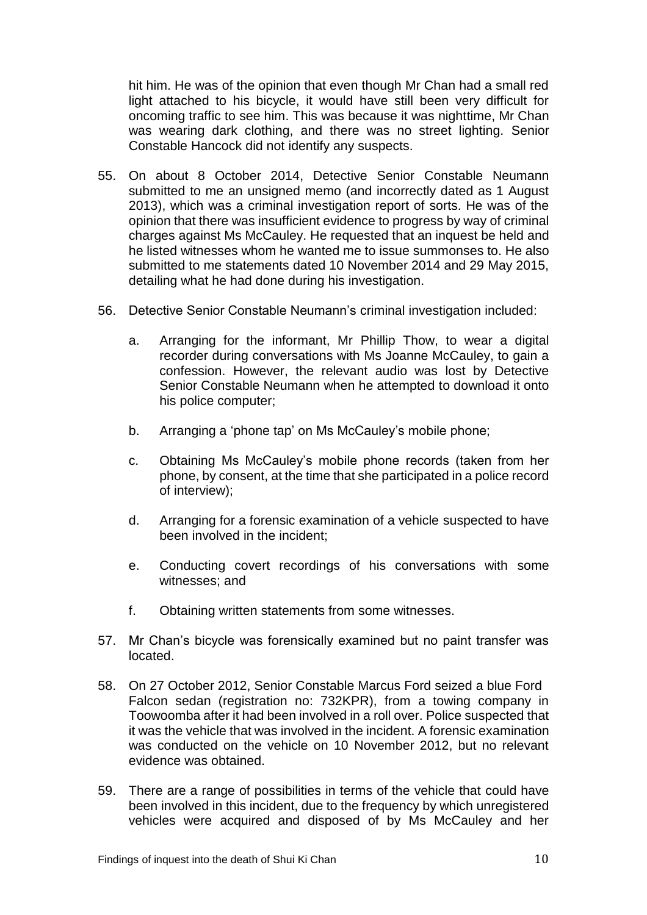hit him. He was of the opinion that even though Mr Chan had a small red light attached to his bicycle, it would have still been very difficult for oncoming traffic to see him. This was because it was nighttime, Mr Chan was wearing dark clothing, and there was no street lighting. Senior Constable Hancock did not identify any suspects.

55. On about 8 October 2014, Detective Senior Constable Neumann submitted to me an unsigned memo (and incorrectly dated as 1 August 2013), which was a criminal investigation report of sorts. He was of the opinion that there was insufficient evidence to progress by way of criminal charges against Ms McCauley. He requested that an inquest be held and he listed witnesses whom he wanted me to issue summonses to. He also submitted to me statements dated 10 November 2014 and 29 May 2015, detailing what he had done during his investigation.

56. Detective Senior Constable Neumann's criminal investigation included:

    a. Arranging for the informant, Mr Phillip Thow, to wear a digital recorder during conversations with Ms Joanne McCauley, to gain a confession. However, the relevant audio was lost by Detective Senior Constable Neumann when he attempted to download it onto his police computer;

    b. Arranging a 'phone tap' on Ms McCauley's mobile phone;

    c. Obtaining Ms McCauley's mobile phone records (taken from her phone, by consent, at the time that she participated in a police record of interview);

    d. Arranging for a forensic examination of a vehicle suspected to have been involved in the incident;

    e. Conducting covert recordings of his conversations with some witnesses; and

    f. Obtaining written statements from some witnesses.

57. Mr Chan's bicycle was forensically examined but no paint transfer was located.

58. On 27 October 2012, Senior Constable Marcus Ford seized a blue Ford Falcon sedan (registration no: 732KPR), from a towing company in Toowoomba after it had been involved in a roll over. Police suspected that it was the vehicle that was involved in the incident. A forensic examination was conducted on the vehicle on 10 November 2012, but no relevant evidence was obtained.

59. There are a range of possibilities in terms of the vehicle that could have been involved in this incident, due to the frequency by which unregistered vehicles were acquired and disposed of by Ms McCauley and her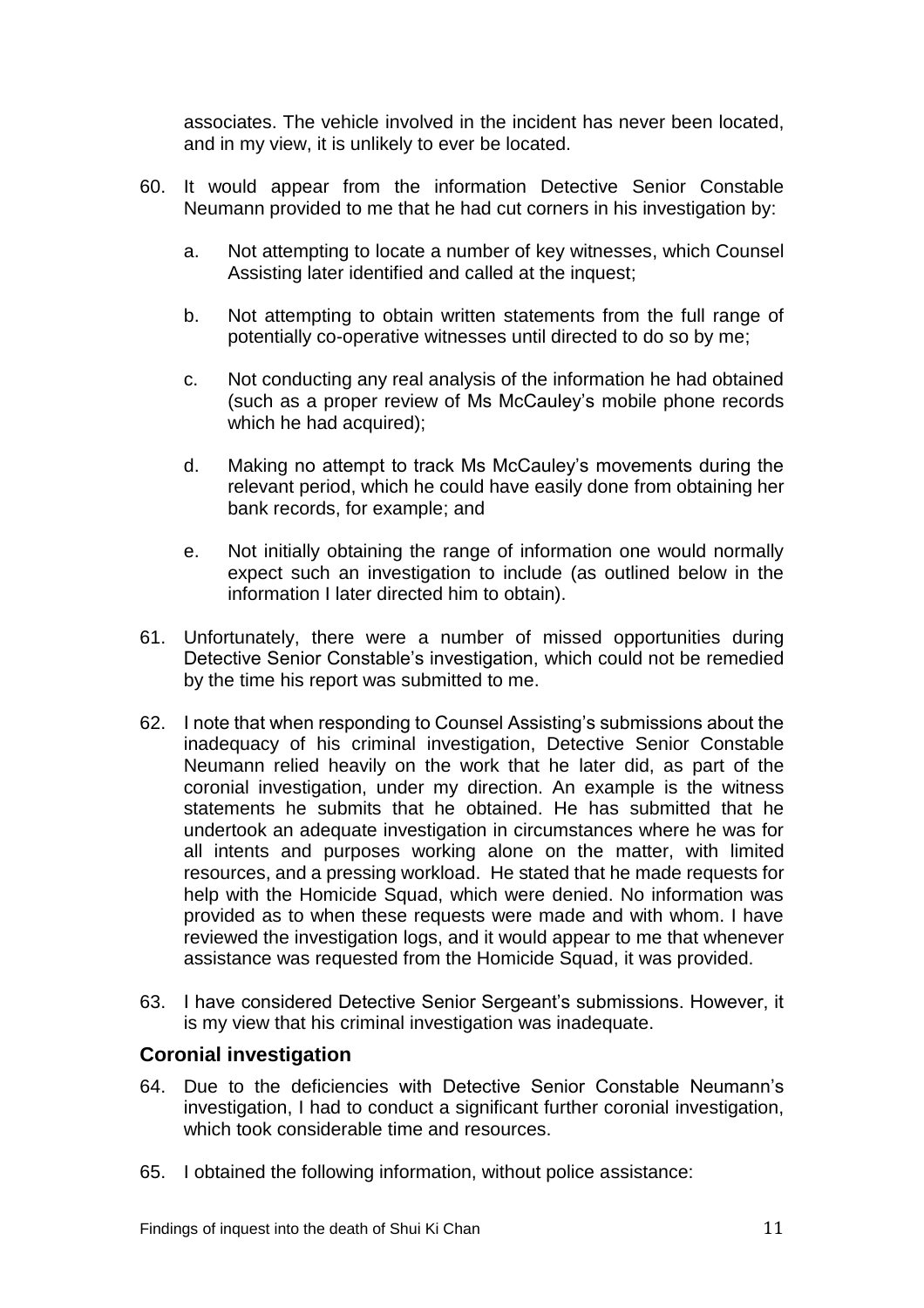associates. The vehicle involved in the incident has never been located, and in my view, it is unlikely to ever be located.

60. It would appear from the information Detective Senior Constable Neumann provided to me that he had cut corners in his investigation by:

    a. Not attempting to locate a number of key witnesses, which Counsel Assisting later identified and called at the inquest;

    b. Not attempting to obtain written statements from the full range of potentially co-operative witnesses until directed to do so by me;

    c. Not conducting any real analysis of the information he had obtained (such as a proper review of Ms McCauley's mobile phone records which he had acquired);

    d. Making no attempt to track Ms McCauley's movements during the relevant period, which he could have easily done from obtaining her bank records, for example; and

    e. Not initially obtaining the range of information one would normally expect such an investigation to include (as outlined below in the information I later directed him to obtain).

61. Unfortunately, there were a number of missed opportunities during Detective Senior Constable's investigation, which could not be remedied by the time his report was submitted to me.

62. I note that when responding to Counsel Assisting's submissions about the inadequacy of his criminal investigation, Detective Senior Constable Neumann relied heavily on the work that he later did, as part of the coronial investigation, under my direction. An example is the witness statements he submits that he obtained. He has submitted that he undertook an adequate investigation in circumstances where he was for all intents and purposes working alone on the matter, with limited resources, and a pressing workload. He stated that he made requests for help with the Homicide Squad, which were denied. No information was provided as to when these requests were made and with whom. I have reviewed the investigation logs, and it would appear to me that whenever assistance was requested from the Homicide Squad, it was provided.

63. I have considered Detective Senior Sergeant's submissions. However, it is my view that his criminal investigation was inadequate.

## Coronial investigation

64. Due to the deficiencies with Detective Senior Constable Neumann's investigation, I had to conduct a significant further coronial investigation, which took considerable time and resources.

65. I obtained the following information, without police assistance: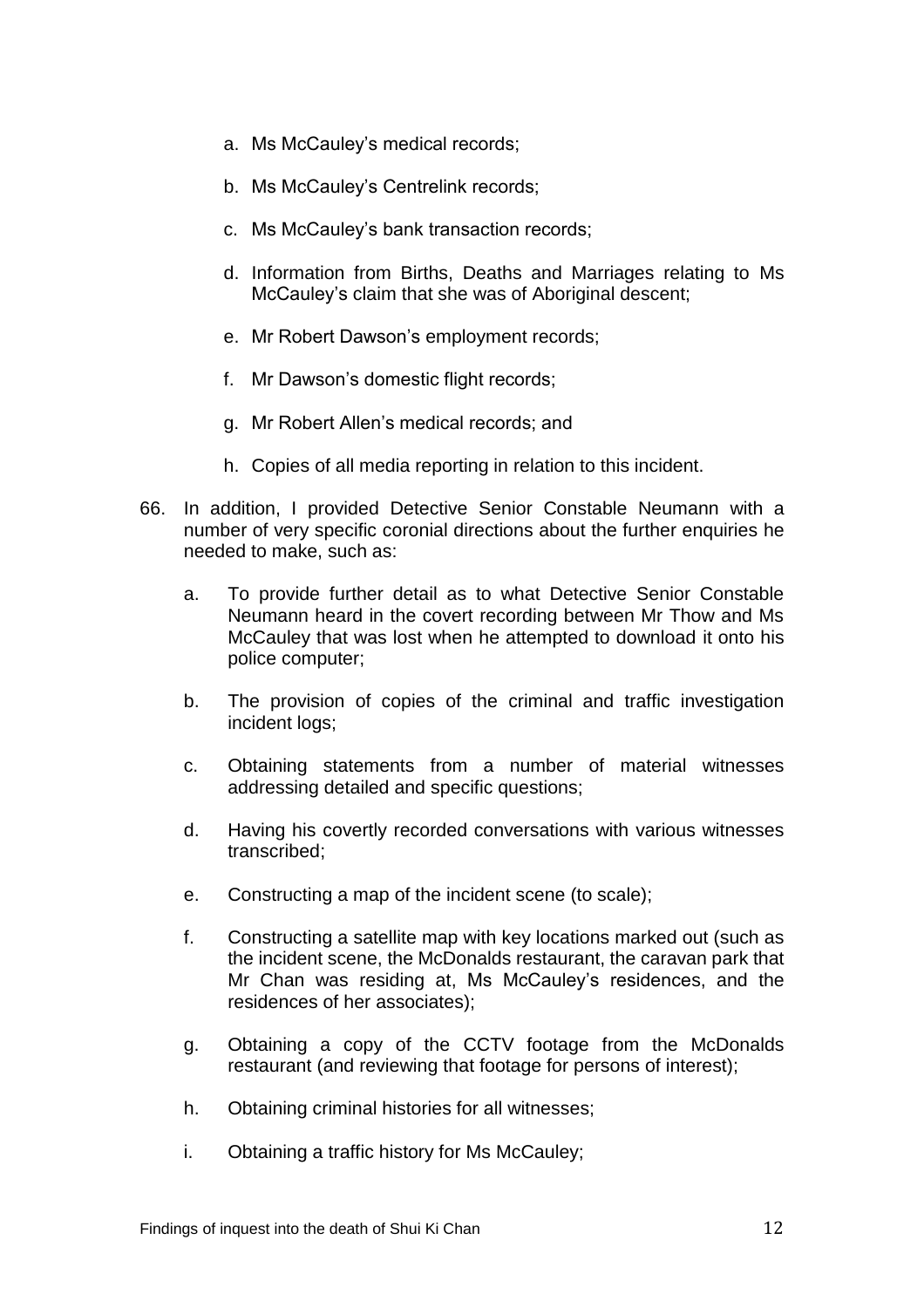a. Ms McCauley's medical records;

b. Ms McCauley's Centrelink records;

c. Ms McCauley's bank transaction records;

d. Information from Births, Deaths and Marriages relating to Ms McCauley's claim that she was of Aboriginal descent;

e. Mr Robert Dawson's employment records;

f. Mr Dawson's domestic flight records;

g. Mr Robert Allen's medical records; and

h. Copies of all media reporting in relation to this incident.

66. In addition, I provided Detective Senior Constable Neumann with a number of very specific coronial directions about the further enquiries he needed to make, such as:

    a. To provide further detail as to what Detective Senior Constable Neumann heard in the covert recording between Mr Thow and Ms McCauley that was lost when he attempted to download it onto his police computer;

    b. The provision of copies of the criminal and traffic investigation incident logs;

    c. Obtaining statements from a number of material witnesses addressing detailed and specific questions;

    d. Having his covertly recorded conversations with various witnesses transcribed;

    e. Constructing a map of the incident scene (to scale);

    f. Constructing a satellite map with key locations marked out (such as the incident scene, the McDonalds restaurant, the caravan park that Mr Chan was residing at, Ms McCauley's residences, and the residences of her associates);

    g. Obtaining a copy of the CCTV footage from the McDonalds restaurant (and reviewing that footage for persons of interest);

    h. Obtaining criminal histories for all witnesses;

    i. Obtaining a traffic history for Ms McCauley;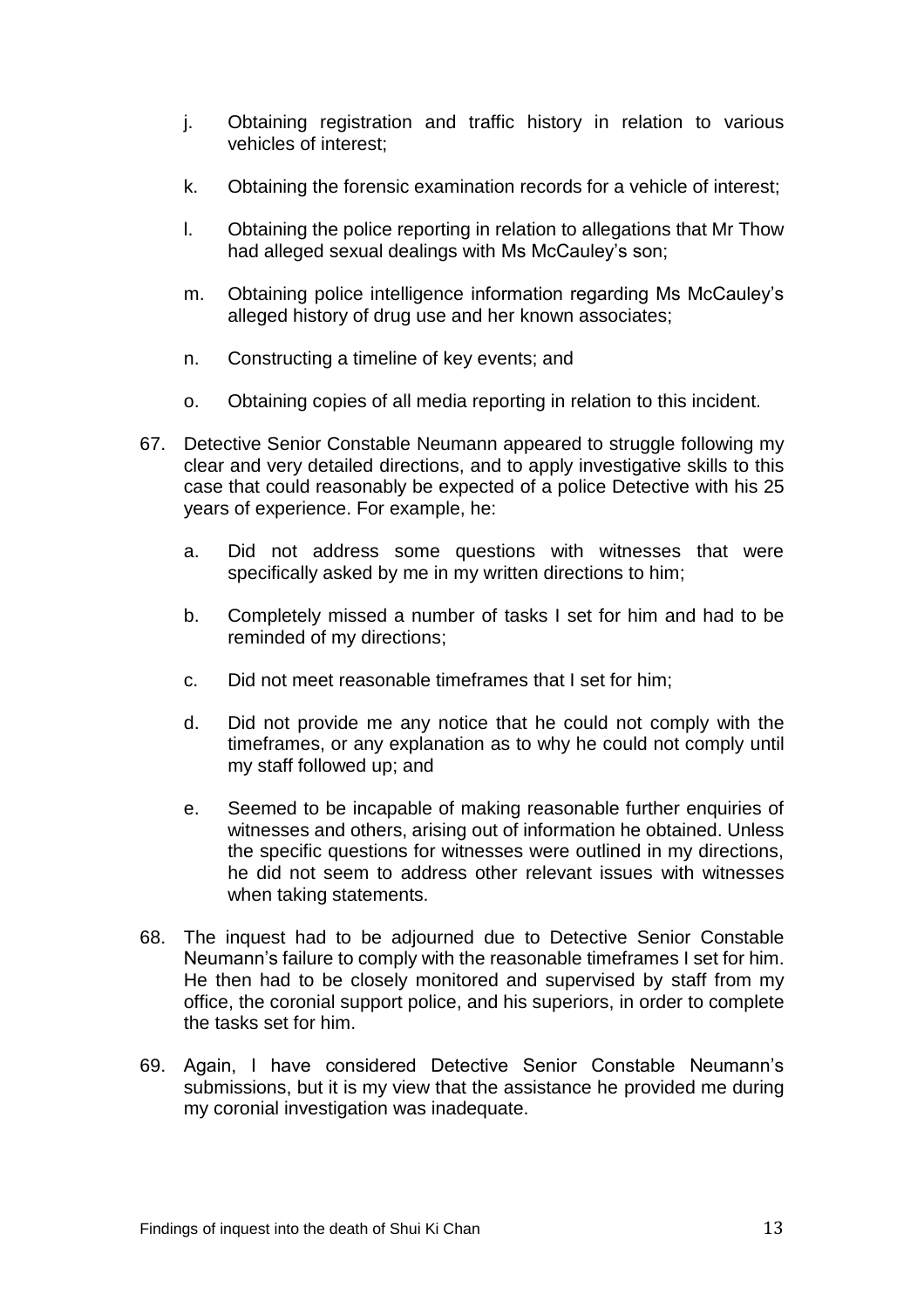j. Obtaining registration and traffic history in relation to various vehicles of interest;

k. Obtaining the forensic examination records for a vehicle of interest;

l. Obtaining the police reporting in relation to allegations that Mr Thow had alleged sexual dealings with Ms McCauley's son;

m. Obtaining police intelligence information regarding Ms McCauley's alleged history of drug use and her known associates;

n. Constructing a timeline of key events; and

o. Obtaining copies of all media reporting in relation to this incident.

67. Detective Senior Constable Neumann appeared to struggle following my clear and very detailed directions, and to apply investigative skills to this case that could reasonably be expected of a police Detective with his 25 years of experience. For example, he:

    a. Did not address some questions with witnesses that were specifically asked by me in my written directions to him;

    b. Completely missed a number of tasks I set for him and had to be reminded of my directions;

    c. Did not meet reasonable timeframes that I set for him;

    d. Did not provide me any notice that he could not comply with the timeframes, or any explanation as to why he could not comply until my staff followed up; and

    e. Seemed to be incapable of making reasonable further enquiries of witnesses and others, arising out of information he obtained. Unless the specific questions for witnesses were outlined in my directions, he did not seem to address other relevant issues with witnesses when taking statements.

68. The inquest had to be adjourned due to Detective Senior Constable Neumann's failure to comply with the reasonable timeframes I set for him. He then had to be closely monitored and supervised by staff from my office, the coronial support police, and his superiors, in order to complete the tasks set for him.

69. Again, I have considered Detective Senior Constable Neumann's submissions, but it is my view that the assistance he provided me during my coronial investigation was inadequate.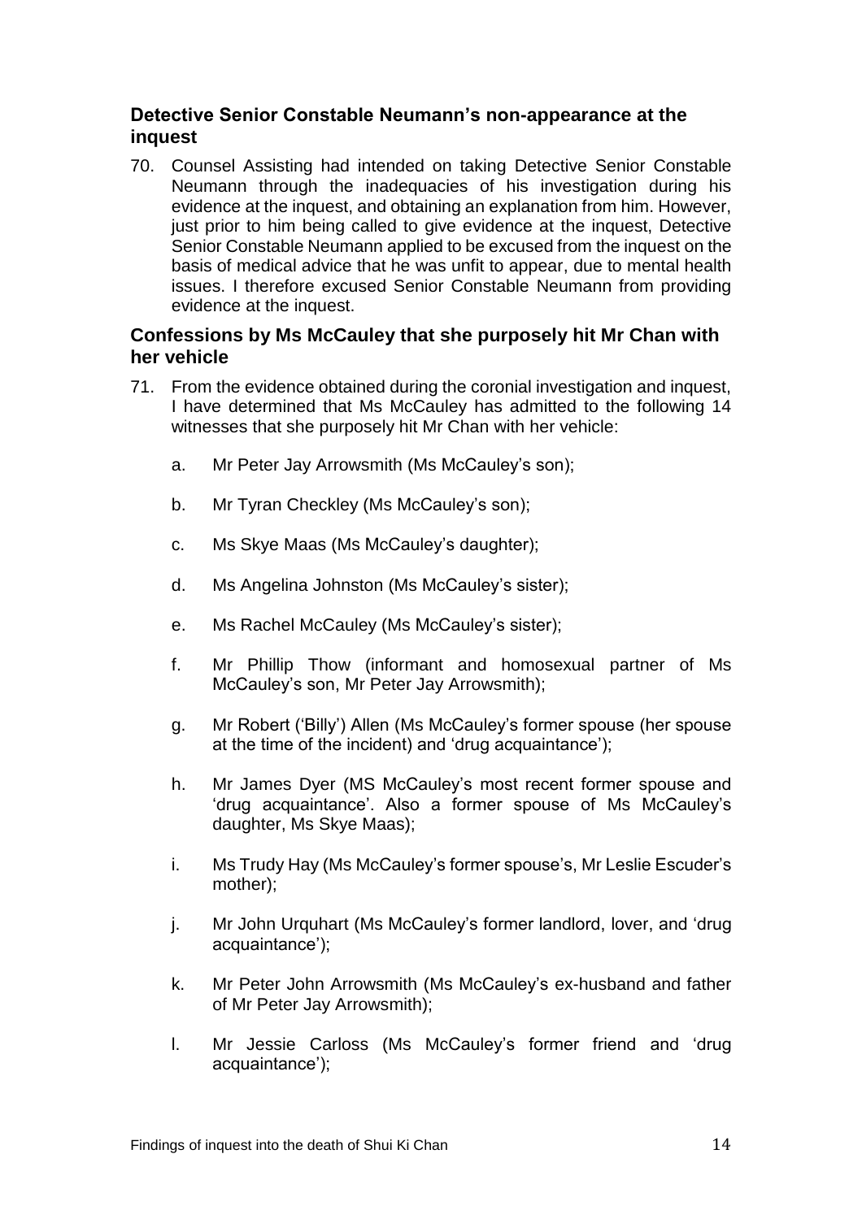## Detective Senior Constable Neumann's non-appearance at the inquest

70. Counsel Assisting had intended on taking Detective Senior Constable Neumann through the inadequacies of his investigation during his evidence at the inquest, and obtaining an explanation from him. However, just prior to him being called to give evidence at the inquest, Detective Senior Constable Neumann applied to be excused from the inquest on the basis of medical advice that he was unfit to appear, due to mental health issues. I therefore excused Senior Constable Neumann from providing evidence at the inquest.

## Confessions by Ms McCauley that she purposely hit Mr Chan with her vehicle

71. From the evidence obtained during the coronial investigation and inquest, I have determined that Ms McCauley has admitted to the following 14 witnesses that she purposely hit Mr Chan with her vehicle:

    a. Mr Peter Jay Arrowsmith (Ms McCauley's son);

    b. Mr Tyran Checkley (Ms McCauley's son);

    c. Ms Skye Maas (Ms McCauley's daughter);

    d. Ms Angelina Johnston (Ms McCauley's sister);

    e. Ms Rachel McCauley (Ms McCauley's sister);

    f. Mr Phillip Thow (informant and homosexual partner of Ms McCauley's son, Mr Peter Jay Arrowsmith);

    g. Mr Robert ('Billy') Allen (Ms McCauley's former spouse (her spouse at the time of the incident) and 'drug acquaintance');

    h. Mr James Dyer (MS McCauley's most recent former spouse and 'drug acquaintance'. Also a former spouse of Ms McCauley's daughter, Ms Skye Maas);

    i. Ms Trudy Hay (Ms McCauley's former spouse's, Mr Leslie Escuder's mother);

    j. Mr John Urquhart (Ms McCauley's former landlord, lover, and 'drug acquaintance');

    k. Mr Peter John Arrowsmith (Ms McCauley's ex-husband and father of Mr Peter Jay Arrowsmith);

    l. Mr Jessie Carloss (Ms McCauley's former friend and 'drug acquaintance');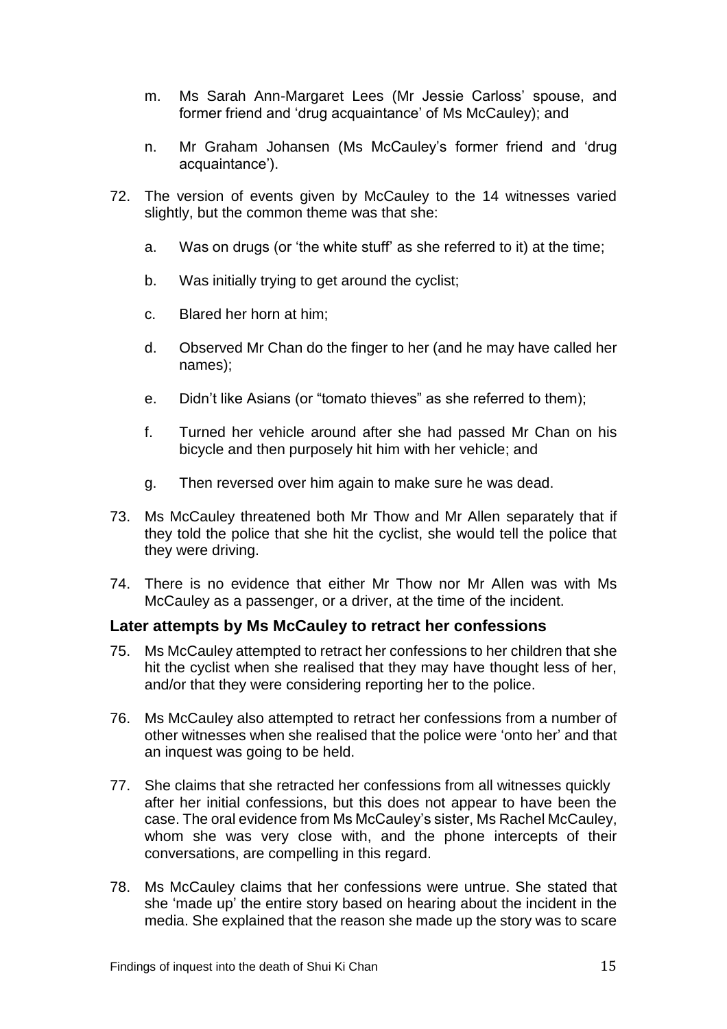m. Ms Sarah Ann-Margaret Lees (Mr Jessie Carloss' spouse, and former friend and 'drug acquaintance' of Ms McCauley); and

n. Mr Graham Johansen (Ms McCauley's former friend and 'drug acquaintance').

72. The version of events given by McCauley to the 14 witnesses varied slightly, but the common theme was that she:

    a. Was on drugs (or 'the white stuff' as she referred to it) at the time;

    b. Was initially trying to get around the cyclist;

    c. Blared her horn at him;

    d. Observed Mr Chan do the finger to her (and he may have called her names);

    e. Didn't like Asians (or "tomato thieves" as she referred to them);

    f. Turned her vehicle around after she had passed Mr Chan on his bicycle and then purposely hit him with her vehicle; and

    g. Then reversed over him again to make sure he was dead.

73. Ms McCauley threatened both Mr Thow and Mr Allen separately that if they told the police that she hit the cyclist, she would tell the police that they were driving.

74. There is no evidence that either Mr Thow nor Mr Allen was with Ms McCauley as a passenger, or a driver, at the time of the incident.

## Later attempts by Ms McCauley to retract her confessions

75. Ms McCauley attempted to retract her confessions to her children that she hit the cyclist when she realised that they may have thought less of her, and/or that they were considering reporting her to the police.

76. Ms McCauley also attempted to retract her confessions from a number of other witnesses when she realised that the police were 'onto her' and that an inquest was going to be held.

77. She claims that she retracted her confessions from all witnesses quickly after her initial confessions, but this does not appear to have been the case. The oral evidence from Ms McCauley's sister, Ms Rachel McCauley, whom she was very close with, and the phone intercepts of their conversations, are compelling in this regard.

78. Ms McCauley claims that her confessions were untrue. She stated that she 'made up' the entire story based on hearing about the incident in the media. She explained that the reason she made up the story was to scare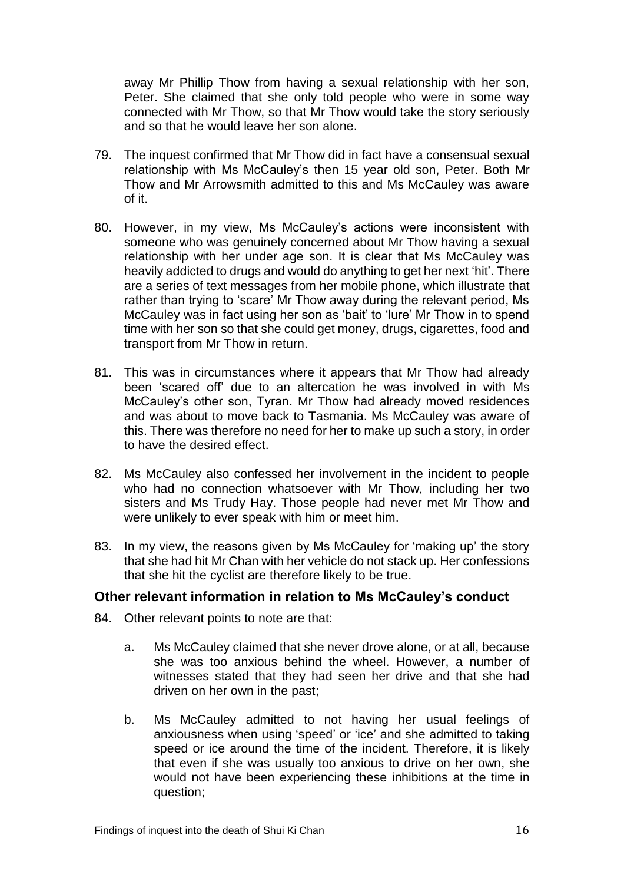away Mr Phillip Thow from having a sexual relationship with her son, Peter. She claimed that she only told people who were in some way connected with Mr Thow, so that Mr Thow would take the story seriously and so that he would leave her son alone.

79. The inquest confirmed that Mr Thow did in fact have a consensual sexual relationship with Ms McCauley's then 15 year old son, Peter. Both Mr Thow and Mr Arrowsmith admitted to this and Ms McCauley was aware of it.

80. However, in my view, Ms McCauley's actions were inconsistent with someone who was genuinely concerned about Mr Thow having a sexual relationship with her under age son. It is clear that Ms McCauley was heavily addicted to drugs and would do anything to get her next 'hit'. There are a series of text messages from her mobile phone, which illustrate that rather than trying to 'scare' Mr Thow away during the relevant period, Ms McCauley was in fact using her son as 'bait' to 'lure' Mr Thow in to spend time with her son so that she could get money, drugs, cigarettes, food and transport from Mr Thow in return.

81. This was in circumstances where it appears that Mr Thow had already been 'scared off' due to an altercation he was involved in with Ms McCauley's other son, Tyran. Mr Thow had already moved residences and was about to move back to Tasmania. Ms McCauley was aware of this. There was therefore no need for her to make up such a story, in order to have the desired effect.

82. Ms McCauley also confessed her involvement in the incident to people who had no connection whatsoever with Mr Thow, including her two sisters and Ms Trudy Hay. Those people had never met Mr Thow and were unlikely to ever speak with him or meet him.

83. In my view, the reasons given by Ms McCauley for 'making up' the story that she had hit Mr Chan with her vehicle do not stack up. Her confessions that she hit the cyclist are therefore likely to be true.

### Other relevant information in relation to Ms McCauley's conduct

84. Other relevant points to note are that:

    a. Ms McCauley claimed that she never drove alone, or at all, because she was too anxious behind the wheel. However, a number of witnesses stated that they had seen her drive and that she had driven on her own in the past;

    b. Ms McCauley admitted to not having her usual feelings of anxiousness when using 'speed' or 'ice' and she admitted to taking speed or ice around the time of the incident. Therefore, it is likely that even if she was usually too anxious to drive on her own, she would not have been experiencing these inhibitions at the time in question;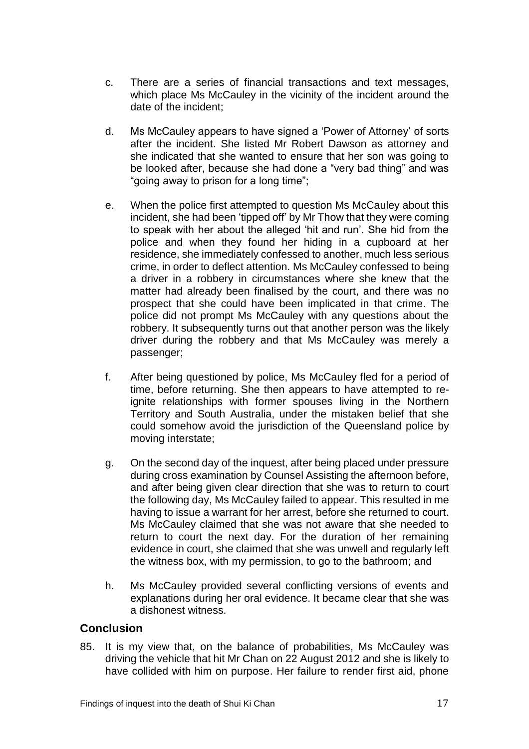c. There are a series of financial transactions and text messages, which place Ms McCauley in the vicinity of the incident around the date of the incident;

d. Ms McCauley appears to have signed a 'Power of Attorney' of sorts after the incident. She listed Mr Robert Dawson as attorney and she indicated that she wanted to ensure that her son was going to be looked after, because she had done a "very bad thing" and was "going away to prison for a long time";

e. When the police first attempted to question Ms McCauley about this incident, she had been 'tipped off' by Mr Thow that they were coming to speak with her about the alleged 'hit and run'. She hid from the police and when they found her hiding in a cupboard at her residence, she immediately confessed to another, much less serious crime, in order to deflect attention. Ms McCauley confessed to being a driver in a robbery in circumstances where she knew that the matter had already been finalised by the court, and there was no prospect that she could have been implicated in that crime. The police did not prompt Ms McCauley with any questions about the robbery. It subsequently turns out that another person was the likely driver during the robbery and that Ms McCauley was merely a passenger;

f. After being questioned by police, Ms McCauley fled for a period of time, before returning. She then appears to have attempted to re-ignite relationships with former spouses living in the Northern Territory and South Australia, under the mistaken belief that she could somehow avoid the jurisdiction of the Queensland police by moving interstate;

g. On the second day of the inquest, after being placed under pressure during cross examination by Counsel Assisting the afternoon before, and after being given clear direction that she was to return to court the following day, Ms McCauley failed to appear. This resulted in me having to issue a warrant for her arrest, before she returned to court. Ms McCauley claimed that she was not aware that she needed to return to court the next day. For the duration of her remaining evidence in court, she claimed that she was unwell and regularly left the witness box, with my permission, to go to the bathroom; and

h. Ms McCauley provided several conflicting versions of events and explanations during her oral evidence. It became clear that she was a dishonest witness.

## Conclusion

85. It is my view that, on the balance of probabilities, Ms McCauley was driving the vehicle that hit Mr Chan on 22 August 2012 and she is likely to have collided with him on purpose. Her failure to render first aid, phone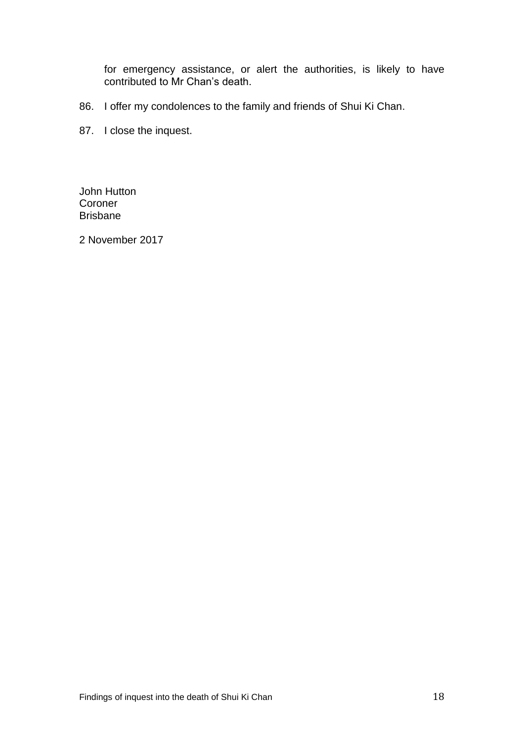for emergency assistance, or alert the authorities, is likely to have contributed to Mr Chan's death.

86. I offer my condolences to the family and friends of Shui Ki Chan.

87. I close the inquest.

John Hutton
Coroner
Brisbane

2 November 2017